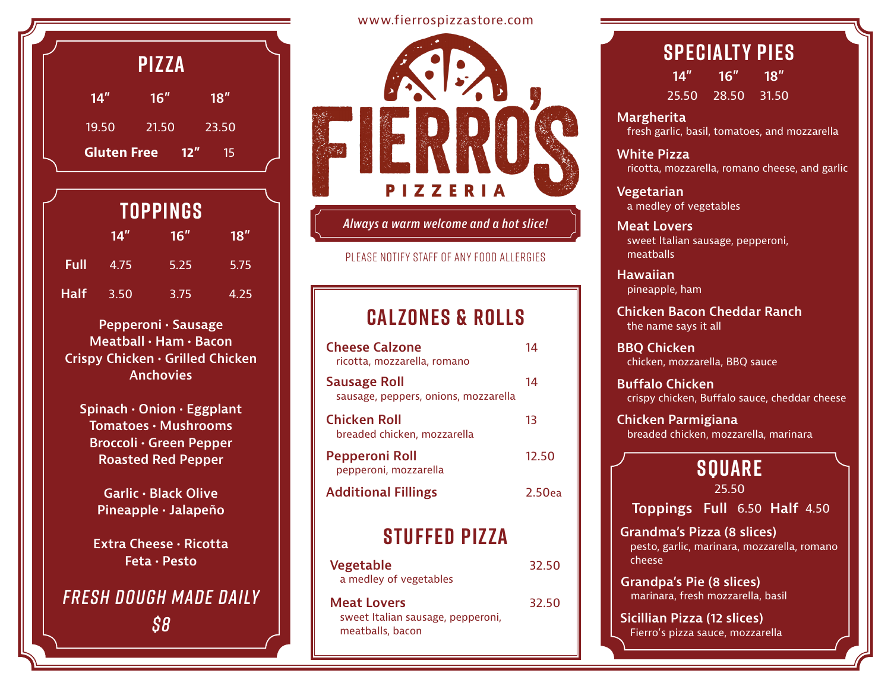www.fierrospizzastore.com

# FIERRO'S PIZZERIA

*Always a warm welcome and a hot slice!*

PLEASE NOTIFY STAFF OF ANY FOOD ALLERGIES

## PIZZA

| 14" | 16" | 18" |
|---|---|---|
| 19.50 | 21.50 | 23.50 |

**Gluten Free** **12"** 15

## TOPPINGS

| | 14" | 16" | 18" |
|---|---|---|---|
| **Full** | 4.75 | 5.25 | 5.75 |
| **Half** | 3.50 | 3.75 | 4.25 |

**Pepperoni · Sausage**
**Meatball · Ham · Bacon**
**Crispy Chicken · Grilled Chicken**
**Anchovies**

**Spinach · Onion · Eggplant**
**Tomatoes · Mushrooms**
**Broccoli · Green Pepper**
**Roasted Red Pepper**

**Garlic · Black Olive**
**Pineapple · Jalapeño**

**Extra Cheese · Ricotta**
**Feta · Pesto**

*FRESH DOUGH MADE DAILY*
*$8*

## CALZONES & ROLLS

| Item | Price |
|---|---|
| **Cheese Calzone** ricotta, mozzarella, romano | 14 |
| **Sausage Roll** sausage, peppers, onions, mozzarella | 14 |
| **Chicken Roll** breaded chicken, mozzarella | 13 |
| **Pepperoni Roll** pepperoni, mozzarella | 12.50 |
| **Additional Fillings** | 2.50ea |

## STUFFED PIZZA

| Item | Price |
|---|---|
| **Vegetable** a medley of vegetables | 32.50 |
| **Meat Lovers** sweet Italian sausage, pepperoni, meatballs, bacon | 32.50 |

## SPECIALTY PIES

| 14" | 16" | 18" |
|---|---|---|
| 25.50 | 28.50 | 31.50 |

**Margherita**
fresh garlic, basil, tomatoes, and mozzarella

**White Pizza**
ricotta, mozzarella, romano cheese, and garlic

**Vegetarian**
a medley of vegetables

**Meat Lovers**
sweet Italian sausage, pepperoni, meatballs

**Hawaiian**
pineapple, ham

**Chicken Bacon Cheddar Ranch**
the name says it all

**BBQ Chicken**
chicken, mozzarella, BBQ sauce

**Buffalo Chicken**
crispy chicken, Buffalo sauce, cheddar cheese

**Chicken Parmigiana**
breaded chicken, mozzarella, marinara

## SQUARE

25.50

**Toppings** **Full** 6.50 **Half** 4.50

**Grandma's Pizza (8 slices)**
pesto, garlic, marinara, mozzarella, romano cheese

**Grandpa's Pie (8 slices)**
marinara, fresh mozzarella, basil

**Sicillian Pizza (12 slices)**
Fierro's pizza sauce, mozzarella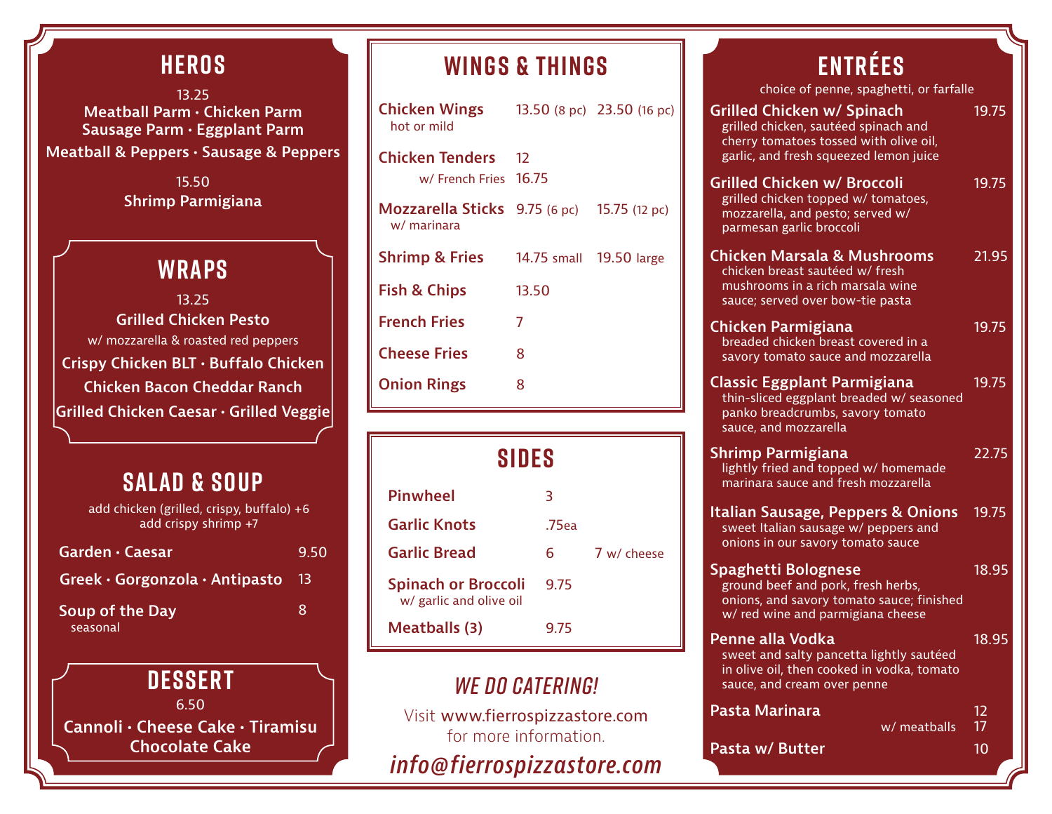## HEROS

13.25

**Meatball Parm · Chicken Parm**
**Sausage Parm · Eggplant Parm**
**Meatball & Peppers · Sausage & Peppers**

15.50

**Shrimp Parmigiana**

## WRAPS

13.25

**Grilled Chicken Pesto**
w/ mozzarella & roasted red peppers
**Crispy Chicken BLT · Buffalo Chicken**
**Chicken Bacon Cheddar Ranch**
**Grilled Chicken Caesar · Grilled Veggie**

## SALAD & SOUP

add chicken (grilled, crispy, buffalo) +6
add crispy shrimp +7

| | |
|---|---|
| **Garden · Caesar** | 9.50 |
| **Greek · Gorgonzola · Antipasto** | 13 |
| **Soup of the Day** seasonal | 8 |

## DESSERT

6.50

**Cannoli · Cheese Cake · Tiramisu**
**Chocolate Cake**

## WINGS & THINGS

| | | |
|---|---|---|
| **Chicken Wings** hot or mild | 13.50 (8 pc) | 23.50 (16 pc) |
| **Chicken Tenders** | 12 | |
| w/ French Fries | 16.75 | |
| **Mozzarella Sticks** w/ marinara | 9.75 (6 pc) | 15.75 (12 pc) |
| **Shrimp & Fries** | 14.75 small | 19.50 large |
| **Fish & Chips** | 13.50 | |
| **French Fries** | 7 | |
| **Cheese Fries** | 8 | |
| **Onion Rings** | 8 | |

## SIDES

| | | |
|---|---|---|
| **Pinwheel** | 3 | |
| **Garlic Knots** | .75ea | |
| **Garlic Bread** | 6 | 7 w/ cheese |
| **Spinach or Broccoli** w/ garlic and olive oil | 9.75 | |
| **Meatballs (3)** | 9.75 | |

## *WE DO CATERING!*

Visit www.fierrospizzastore.com
for more information.

*info@fierrospizzastore.com*

## ENTRÉES

choice of penne, spaghetti, or farfalle

**Grilled Chicken w/ Spinach** 19.75
grilled chicken, sautéed spinach and cherry tomatoes tossed with olive oil, garlic, and fresh squeezed lemon juice

**Grilled Chicken w/ Broccoli** 19.75
grilled chicken topped w/ tomatoes, mozzarella, and pesto; served w/ parmesan garlic broccoli

**Chicken Marsala & Mushrooms** 21.95
chicken breast sautéed w/ fresh mushrooms in a rich marsala wine sauce; served over bow-tie pasta

**Chicken Parmigiana** 19.75
breaded chicken breast covered in a savory tomato sauce and mozzarella

**Classic Eggplant Parmigiana** 19.75
thin-sliced eggplant breaded w/ seasoned panko breadcrumbs, savory tomato sauce, and mozzarella

**Shrimp Parmigiana** 22.75
lightly fried and topped w/ homemade marinara sauce and fresh mozzarella

**Italian Sausage, Peppers & Onions** 19.75
sweet Italian sausage w/ peppers and onions in our savory tomato sauce

**Spaghetti Bolognese** 18.95
ground beef and pork, fresh herbs, onions, and savory tomato sauce; finished w/ red wine and parmigiana cheese

**Penne alla Vodka** 18.95
sweet and salty pancetta lightly sautéed in olive oil, then cooked in vodka, tomato sauce, and cream over penne

**Pasta Marinara** 12
w/ meatballs 17

**Pasta w/ Butter** 10